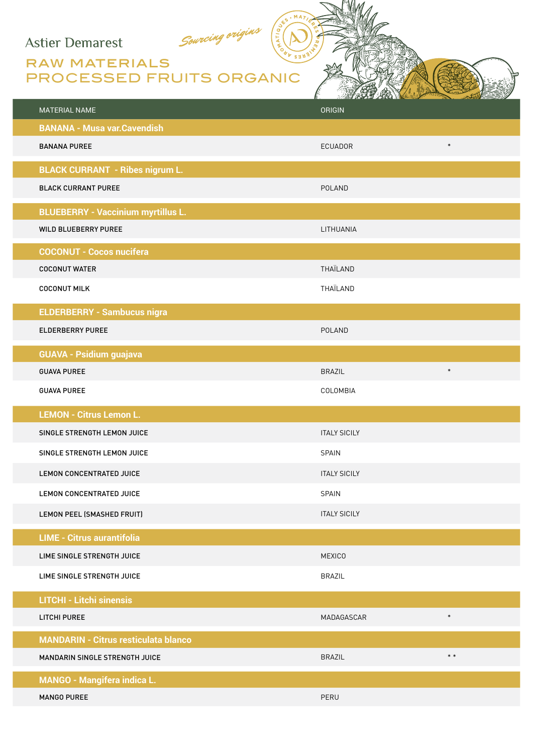Astier Demarest

*Sourcing origins*

# RAW MATERIALS
# PROCESSED FRUITS ORGANIC

| MATERIAL NAME | ORIGIN | |
|---|---|---|
| **BANANA - Musa var.Cavendish** | | |
| BANANA PUREE | ECUADOR | * |
| **BLACK CURRANT - Ribes nigrum L.** | | |
| BLACK CURRANT PUREE | POLAND | |
| **BLUEBERRY - Vaccinium myrtillus L.** | | |
| WILD BLUEBERRY PUREE | LITHUANIA | |
| **COCONUT - Cocos nucifera** | | |
| COCONUT WATER | THAÏLAND | |
| COCONUT MILK | THAÏLAND | |
| **ELDERBERRY - Sambucus nigra** | | |
| ELDERBERRY PUREE | POLAND | |
| **GUAVA - Psidium guajava** | | |
| GUAVA PUREE | BRAZIL | * |
| GUAVA PUREE | COLOMBIA | |
| **LEMON - Citrus Lemon L.** | | |
| SINGLE STRENGTH LEMON JUICE | ITALY SICILY | |
| SINGLE STRENGTH LEMON JUICE | SPAIN | |
| LEMON CONCENTRATED JUICE | ITALY SICILY | |
| LEMON CONCENTRATED JUICE | SPAIN | |
| LEMON PEEL (SMASHED FRUIT) | ITALY SICILY | |
| **LIME - Citrus aurantifolia** | | |
| LIME SINGLE STRENGTH JUICE | MEXICO | |
| LIME SINGLE STRENGTH JUICE | BRAZIL | |
| **LITCHI - Litchi sinensis** | | |
| LITCHI PUREE | MADAGASCAR | * |
| **MANDARIN - Citrus resticulata blanco** | | |
| MANDARIN SINGLE STRENGTH JUICE | BRAZIL | * * |
| **MANGO - Mangifera indica L.** | | |
| MANGO PUREE | PERU | |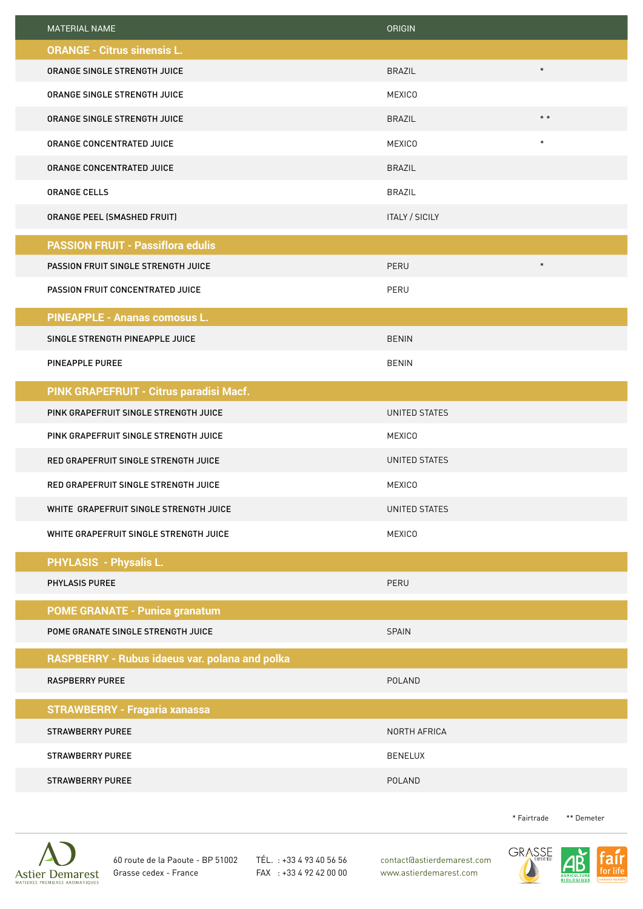| MATERIAL NAME | ORIGIN | |
|---|---|---|
| **ORANGE - Citrus sinensis L.** | | |
| ORANGE SINGLE STRENGTH JUICE | BRAZIL | * |
| ORANGE SINGLE STRENGTH JUICE | MEXICO | |
| ORANGE SINGLE STRENGTH JUICE | BRAZIL | * * |
| ORANGE CONCENTRATED JUICE | MEXICO | * |
| ORANGE CONCENTRATED JUICE | BRAZIL | |
| ORANGE CELLS | BRAZIL | |
| ORANGE PEEL (SMASHED FRUIT) | ITALY / SICILY | |
| **PASSION FRUIT - Passiflora edulis** | | |
| PASSION FRUIT SINGLE STRENGTH JUICE | PERU | * |
| PASSION FRUIT CONCENTRATED JUICE | PERU | |
| **PINEAPPLE - Ananas comosus L.** | | |
| SINGLE STRENGTH PINEAPPLE JUICE | BENIN | |
| PINEAPPLE PUREE | BENIN | |
| **PINK GRAPEFRUIT - Citrus paradisi Macf.** | | |
| PINK GRAPEFRUIT SINGLE STRENGTH JUICE | UNITED STATES | |
| PINK GRAPEFRUIT SINGLE STRENGTH JUICE | MEXICO | |
| RED GRAPEFRUIT SINGLE STRENGTH JUICE | UNITED STATES | |
| RED GRAPEFRUIT SINGLE STRENGTH JUICE | MEXICO | |
| WHITE GRAPEFRUIT SINGLE STRENGTH JUICE | UNITED STATES | |
| WHITE GRAPEFRUIT SINGLE STRENGTH JUICE | MEXICO | |
| **PHYLASIS - Physalis L.** | | |
| PHYLASIS PUREE | PERU | |
| **POME GRANATE - Punica granatum** | | |
| POME GRANATE SINGLE STRENGTH JUICE | SPAIN | |
| **RASPBERRY - Rubus idaeus var. polana and polka** | | |
| RASPBERRY PUREE | POLAND | |
| **STRAWBERRY - Fragaria xananssa** | | |
| STRAWBERRY PUREE | NORTH AFRICA | |
| STRAWBERRY PUREE | BENELUX | |
| STRAWBERRY PUREE | POLAND | |

\* Fairtrade    ** Demeter

Astier Demarest
MATIERES PREMIERES AROMATIQUES

60 route de la Paoute - BP 51002
Grasse cedex - France

TÉL. : +33 4 93 40 56 56
FAX : +33 4 92 42 00 00

contact@astierdemarest.com
www.astierdemarest.com